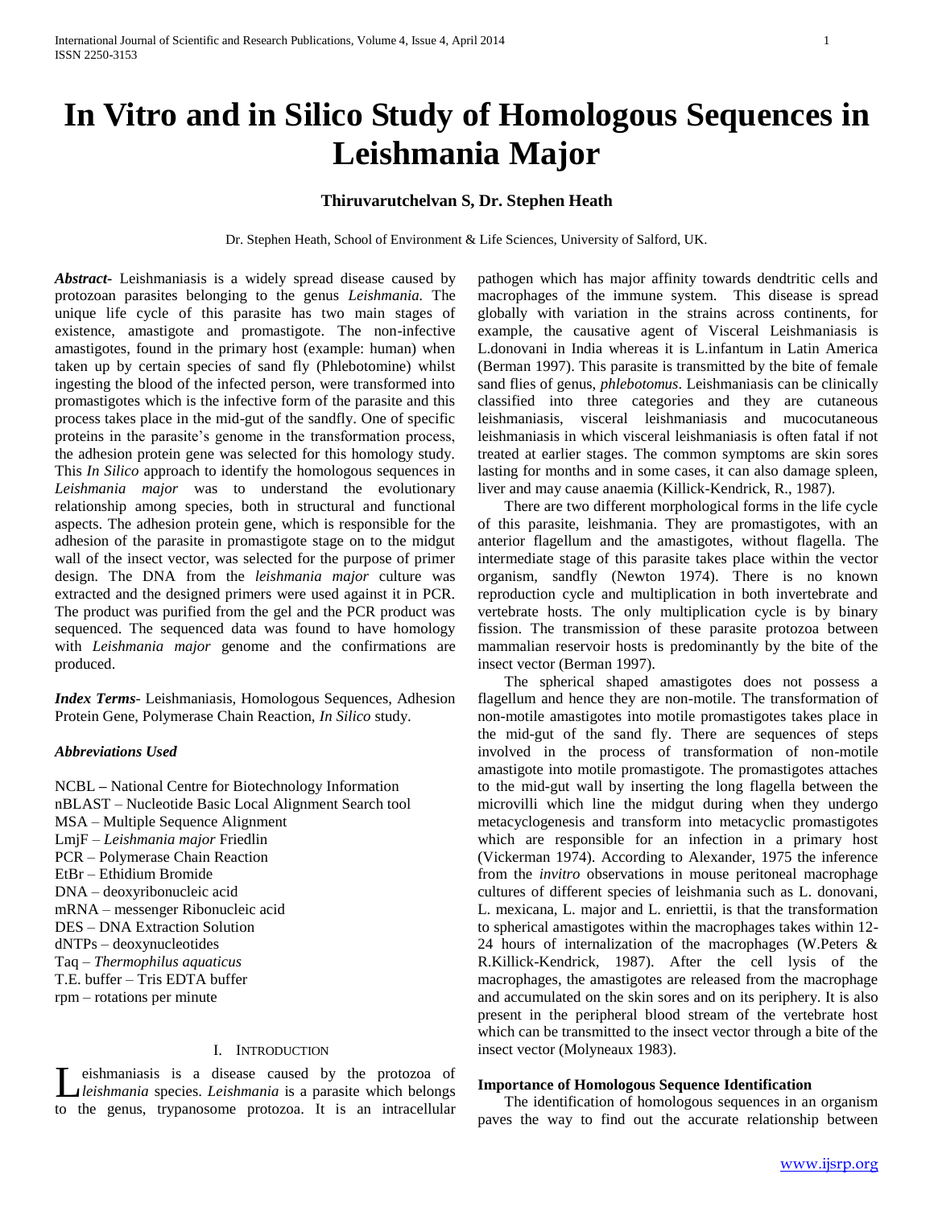# In Vitro and in Silico Study of Homologous Sequences in Leishmania Major

**Thiruvarutchelvan S, Dr. Stephen Heath**

Dr. Stephen Heath, School of Environment & Life Sciences, University of Salford, UK.

***Abstract*-** Leishmaniasis is a widely spread disease caused by protozoan parasites belonging to the genus *Leishmania.* The unique life cycle of this parasite has two main stages of existence, amastigote and promastigote. The non-infective amastigotes, found in the primary host (example: human) when taken up by certain species of sand fly (Phlebotomine) whilst ingesting the blood of the infected person, were transformed into promastigotes which is the infective form of the parasite and this process takes place in the mid-gut of the sandfly. One of specific proteins in the parasite's genome in the transformation process, the adhesion protein gene was selected for this homology study. This *In Silico* approach to identify the homologous sequences in *Leishmania major* was to understand the evolutionary relationship among species, both in structural and functional aspects. The adhesion protein gene, which is responsible for the adhesion of the parasite in promastigote stage on to the midgut wall of the insect vector, was selected for the purpose of primer design. The DNA from the *leishmania major* culture was extracted and the designed primers were used against it in PCR. The product was purified from the gel and the PCR product was sequenced. The sequenced data was found to have homology with *Leishmania major* genome and the confirmations are produced.

***Index Terms*-** Leishmaniasis, Homologous Sequences, Adhesion Protein Gene, Polymerase Chain Reaction, *In Silico* study.

***Abbreviations Used***

NCBL – National Centre for Biotechnology Information
nBLAST – Nucleotide Basic Local Alignment Search tool
MSA – Multiple Sequence Alignment
LmjF – *Leishmania major* Friedlin
PCR – Polymerase Chain Reaction
EtBr – Ethidium Bromide
DNA – deoxyribonucleic acid
mRNA – messenger Ribonucleic acid
DES – DNA Extraction Solution
dNTPs – deoxynucleotides
Taq – *Thermophilus aquaticus*
T.E. buffer – Tris EDTA buffer
rpm – rotations per minute

## I. Introduction

Leishmaniasis is a disease caused by the protozoa of *leishmania* species. *Leishmania* is a parasite which belongs to the genus, trypanosome protozoa. It is an intracellular pathogen which has major affinity towards dendritic cells and macrophages of the immune system. This disease is spread globally with variation in the strains across continents, for example, the causative agent of Visceral Leishmaniasis is L.donovani in India whereas it is L.infantum in Latin America (Berman 1997). This parasite is transmitted by the bite of female sand flies of genus, *phlebotomus*. Leishmaniasis can be clinically classified into three categories and they are cutaneous leishmaniasis, visceral leishmaniasis and mucocutaneous leishmaniasis in which visceral leishmaniasis is often fatal if not treated at earlier stages. The common symptoms are skin sores lasting for months and in some cases, it can also damage spleen, liver and may cause anaemia (Killick-Kendrick, R., 1987).

There are two different morphological forms in the life cycle of this parasite, leishmania. They are promastigotes, with an anterior flagellum and the amastigotes, without flagella. The intermediate stage of this parasite takes place within the vector organism, sandfly (Newton 1974). There is no known reproduction cycle and multiplication in both invertebrate and vertebrate hosts. The only multiplication cycle is by binary fission. The transmission of these parasite protozoa between mammalian reservoir hosts is predominantly by the bite of the insect vector (Berman 1997).

The spherical shaped amastigotes does not possess a flagellum and hence they are non-motile. The transformation of non-motile amastigotes into motile promastigotes takes place in the mid-gut of the sand fly. There are sequences of steps involved in the process of transformation of non-motile amastigote into motile promastigote. The promastigotes attaches to the mid-gut wall by inserting the long flagella between the microvilli which line the midgut during when they undergo metacyclogenesis and transform into metacyclic promastigotes which are responsible for an infection in a primary host (Vickerman 1974). According to Alexander, 1975 the inference from the *invitro* observations in mouse peritoneal macrophage cultures of different species of leishmania such as L. donovani, L. mexicana, L. major and L. enriettii, is that the transformation to spherical amastigotes within the macrophages takes within 12-24 hours of internalization of the macrophages (W.Peters & R.Killick-Kendrick, 1987). After the cell lysis of the macrophages, the amastigotes are released from the macrophage and accumulated on the skin sores and on its periphery. It is also present in the peripheral blood stream of the vertebrate host which can be transmitted to the insect vector through a bite of the insect vector (Molyneaux 1983).

### Importance of Homologous Sequence Identification

The identification of homologous sequences in an organism paves the way to find out the accurate relationship between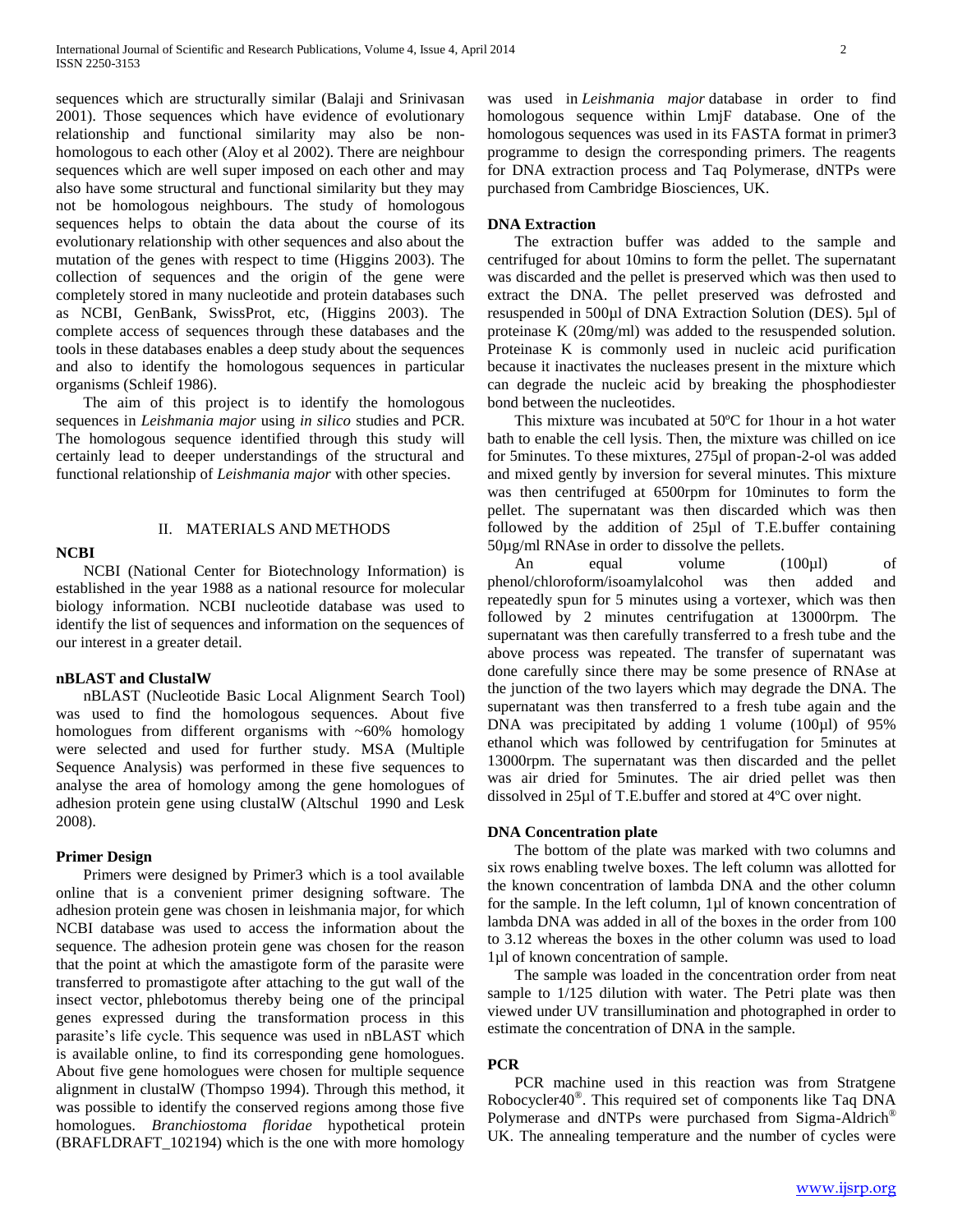sequences which are structurally similar (Balaji and Srinivasan 2001). Those sequences which have evidence of evolutionary relationship and functional similarity may also be non-homologous to each other (Aloy et al 2002). There are neighbour sequences which are well super imposed on each other and may also have some structural and functional similarity but they may not be homologous neighbours. The study of homologous sequences helps to obtain the data about the course of its evolutionary relationship with other sequences and also about the mutation of the genes with respect to time (Higgins 2003). The collection of sequences and the origin of the gene were completely stored in many nucleotide and protein databases such as NCBI, GenBank, SwissProt, etc, (Higgins 2003). The complete access of sequences through these databases and the tools in these databases enables a deep study about the sequences and also to identify the homologous sequences in particular organisms (Schleif 1986).

The aim of this project is to identify the homologous sequences in *Leishmania major* using *in silico* studies and PCR. The homologous sequence identified through this study will certainly lead to deeper understandings of the structural and functional relationship of *Leishmania major* with other species.

## II. MATERIALS AND METHODS

### NCBI

NCBI (National Center for Biotechnology Information) is established in the year 1988 as a national resource for molecular biology information. NCBI nucleotide database was used to identify the list of sequences and information on the sequences of our interest in a greater detail.

### nBLAST and ClustalW

nBLAST (Nucleotide Basic Local Alignment Search Tool) was used to find the homologous sequences. About five homologues from different organisms with ~60% homology were selected and used for further study. MSA (Multiple Sequence Analysis) was performed in these five sequences to analyse the area of homology among the gene homologues of adhesion protein gene using clustalW (Altschul 1990 and Lesk 2008).

### Primer Design

Primers were designed by Primer3 which is a tool available online that is a convenient primer designing software. The adhesion protein gene was chosen in leishmania major, for which NCBI database was used to access the information about the sequence. The adhesion protein gene was chosen for the reason that the point at which the amastigote form of the parasite were transferred to promastigote after attaching to the gut wall of the insect vector, phlebotomus thereby being one of the principal genes expressed during the transformation process in this parasite's life cycle. This sequence was used in nBLAST which is available online, to find its corresponding gene homologues. About five gene homologues were chosen for multiple sequence alignment in clustalW (Thompso 1994). Through this method, it was possible to identify the conserved regions among those five homologues. *Branchiostoma floridae* hypothetical protein (BRAFLDRAFT_102194) which is the one with more homology was used in *Leishmania major* database in order to find homologous sequence within LmjF database. One of the homologous sequences was used in its FASTA format in primer3 programme to design the corresponding primers. The reagents for DNA extraction process and Taq Polymerase, dNTPs were purchased from Cambridge Biosciences, UK.

### DNA Extraction

The extraction buffer was added to the sample and centrifuged for about 10mins to form the pellet. The supernatant was discarded and the pellet is preserved which was then used to extract the DNA. The pellet preserved was defrosted and resuspended in 500µl of DNA Extraction Solution (DES). 5µl of proteinase K (20mg/ml) was added to the resuspended solution. Proteinase K is commonly used in nucleic acid purification because it inactivates the nucleases present in the mixture which can degrade the nucleic acid by breaking the phosphodiester bond between the nucleotides.

This mixture was incubated at 50ºC for 1hour in a hot water bath to enable the cell lysis. Then, the mixture was chilled on ice for 5minutes. To these mixtures, 275µl of propan-2-ol was added and mixed gently by inversion for several minutes. This mixture was then centrifuged at 6500rpm for 10minutes to form the pellet. The supernatant was then discarded which was then followed by the addition of 25µl of T.E.buffer containing 50µg/ml RNAse in order to dissolve the pellets.

An equal volume (100µl) of phenol/chloroform/isoamylalcohol was then added and repeatedly spun for 5 minutes using a vortexer, which was then followed by 2 minutes centrifugation at 13000rpm. The supernatant was then carefully transferred to a fresh tube and the above process was repeated. The transfer of supernatant was done carefully since there may be some presence of RNAse at the junction of the two layers which may degrade the DNA. The supernatant was then transferred to a fresh tube again and the DNA was precipitated by adding 1 volume (100µl) of 95% ethanol which was followed by centrifugation for 5minutes at 13000rpm. The supernatant was then discarded and the pellet was air dried for 5minutes. The air dried pellet was then dissolved in 25µl of T.E.buffer and stored at 4ºC over night.

### DNA Concentration plate

The bottom of the plate was marked with two columns and six rows enabling twelve boxes. The left column was allotted for the known concentration of lambda DNA and the other column for the sample. In the left column, 1µl of known concentration of lambda DNA was added in all of the boxes in the order from 100 to 3.12 whereas the boxes in the other column was used to load 1µl of known concentration of sample.

The sample was loaded in the concentration order from neat sample to 1/125 dilution with water. The Petri plate was then viewed under UV transillumination and photographed in order to estimate the concentration of DNA in the sample.

### PCR

PCR machine used in this reaction was from Stratgene Robocycler40®. This required set of components like Taq DNA Polymerase and dNTPs were purchased from Sigma-Aldrich® UK. The annealing temperature and the number of cycles were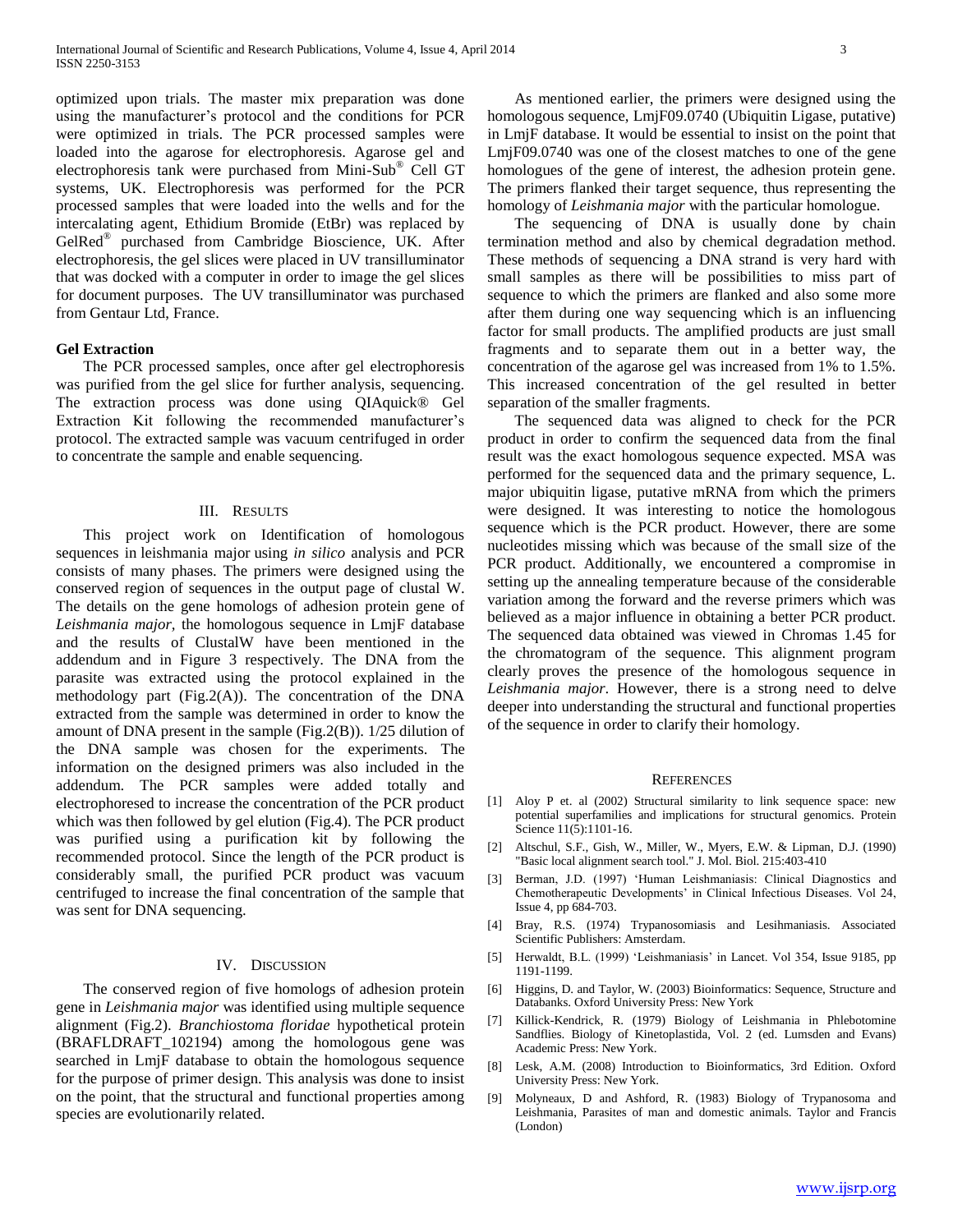optimized upon trials. The master mix preparation was done using the manufacturer's protocol and the conditions for PCR were optimized in trials. The PCR processed samples were loaded into the agarose for electrophoresis. Agarose gel and electrophoresis tank were purchased from Mini-Sub® Cell GT systems, UK. Electrophoresis was performed for the PCR processed samples that were loaded into the wells and for the intercalating agent, Ethidium Bromide (EtBr) was replaced by GelRed® purchased from Cambridge Bioscience, UK. After electrophoresis, the gel slices were placed in UV transilluminator that was docked with a computer in order to image the gel slices for document purposes. The UV transilluminator was purchased from Gentaur Ltd, France.

**Gel Extraction**

The PCR processed samples, once after gel electrophoresis was purified from the gel slice for further analysis, sequencing. The extraction process was done using QIAquick® Gel Extraction Kit following the recommended manufacturer's protocol. The extracted sample was vacuum centrifuged in order to concentrate the sample and enable sequencing.

## III. Results

This project work on Identification of homologous sequences in leishmania major using *in silico* analysis and PCR consists of many phases. The primers were designed using the conserved region of sequences in the output page of clustal W. The details on the gene homologs of adhesion protein gene of *Leishmania major*, the homologous sequence in LmjF database and the results of ClustalW have been mentioned in the addendum and in Figure 3 respectively. The DNA from the parasite was extracted using the protocol explained in the methodology part (Fig.2(A)). The concentration of the DNA extracted from the sample was determined in order to know the amount of DNA present in the sample (Fig.2(B)). 1/25 dilution of the DNA sample was chosen for the experiments. The information on the designed primers was also included in the addendum. The PCR samples were added totally and electrophoresed to increase the concentration of the PCR product which was then followed by gel elution (Fig.4). The PCR product was purified using a purification kit by following the recommended protocol. Since the length of the PCR product is considerably small, the purified PCR product was vacuum centrifuged to increase the final concentration of the sample that was sent for DNA sequencing.

## IV. Discussion

The conserved region of five homologs of adhesion protein gene in *Leishmania major* was identified using multiple sequence alignment (Fig.2). *Branchiostoma floridae* hypothetical protein (BRAFLDRAFT_102194) among the homologous gene was searched in LmjF database to obtain the homologous sequence for the purpose of primer design. This analysis was done to insist on the point, that the structural and functional properties among species are evolutionarily related.

As mentioned earlier, the primers were designed using the homologous sequence, LmjF09.0740 (Ubiquitin Ligase, putative) in LmjF database. It would be essential to insist on the point that LmjF09.0740 was one of the closest matches to one of the gene homologues of the gene of interest, the adhesion protein gene. The primers flanked their target sequence, thus representing the homology of *Leishmania major* with the particular homologue.

The sequencing of DNA is usually done by chain termination method and also by chemical degradation method. These methods of sequencing a DNA strand is very hard with small samples as there will be possibilities to miss part of sequence to which the primers are flanked and also some more after them during one way sequencing which is an influencing factor for small products. The amplified products are just small fragments and to separate them out in a better way, the concentration of the agarose gel was increased from 1% to 1.5%. This increased concentration of the gel resulted in better separation of the smaller fragments.

The sequenced data was aligned to check for the PCR product in order to confirm the sequenced data from the final result was the exact homologous sequence expected. MSA was performed for the sequenced data and the primary sequence, L. major ubiquitin ligase, putative mRNA from which the primers were designed. It was interesting to notice the homologous sequence which is the PCR product. However, there are some nucleotides missing which was because of the small size of the PCR product. Additionally, we encountered a compromise in setting up the annealing temperature because of the considerable variation among the forward and the reverse primers which was believed as a major influence in obtaining a better PCR product. The sequenced data obtained was viewed in Chromas 1.45 for the chromatogram of the sequence. This alignment program clearly proves the presence of the homologous sequence in *Leishmania major*. However, there is a strong need to delve deeper into understanding the structural and functional properties of the sequence in order to clarify their homology.

## References

[1] Aloy P et. al (2002) Structural similarity to link sequence space: new potential superfamilies and implications for structural genomics. Protein Science 11(5):1101-16.

[2] Altschul, S.F., Gish, W., Miller, W., Myers, E.W. & Lipman, D.J. (1990) "Basic local alignment search tool." J. Mol. Biol. 215:403-410

[3] Berman, J.D. (1997) 'Human Leishmaniasis: Clinical Diagnostics and Chemotherapeutic Developments' in Clinical Infectious Diseases. Vol 24, Issue 4, pp 684-703.

[4] Bray, R.S. (1974) Trypanosomiasis and Lesihmaniasis. Associated Scientific Publishers: Amsterdam.

[5] Herwaldt, B.L. (1999) 'Leishmaniasis' in Lancet. Vol 354, Issue 9185, pp 1191-1199.

[6] Higgins, D. and Taylor, W. (2003) Bioinformatics: Sequence, Structure and Databanks. Oxford University Press: New York

[7] Killick-Kendrick, R. (1979) Biology of Leishmania in Phlebotomine Sandflies. Biology of Kinetoplastida, Vol. 2 (ed. Lumsden and Evans) Academic Press: New York.

[8] Lesk, A.M. (2008) Introduction to Bioinformatics, 3rd Edition. Oxford University Press: New York.

[9] Molyneaux, D and Ashford, R. (1983) Biology of Trypanosoma and Leishmania, Parasites of man and domestic animals. Taylor and Francis (London)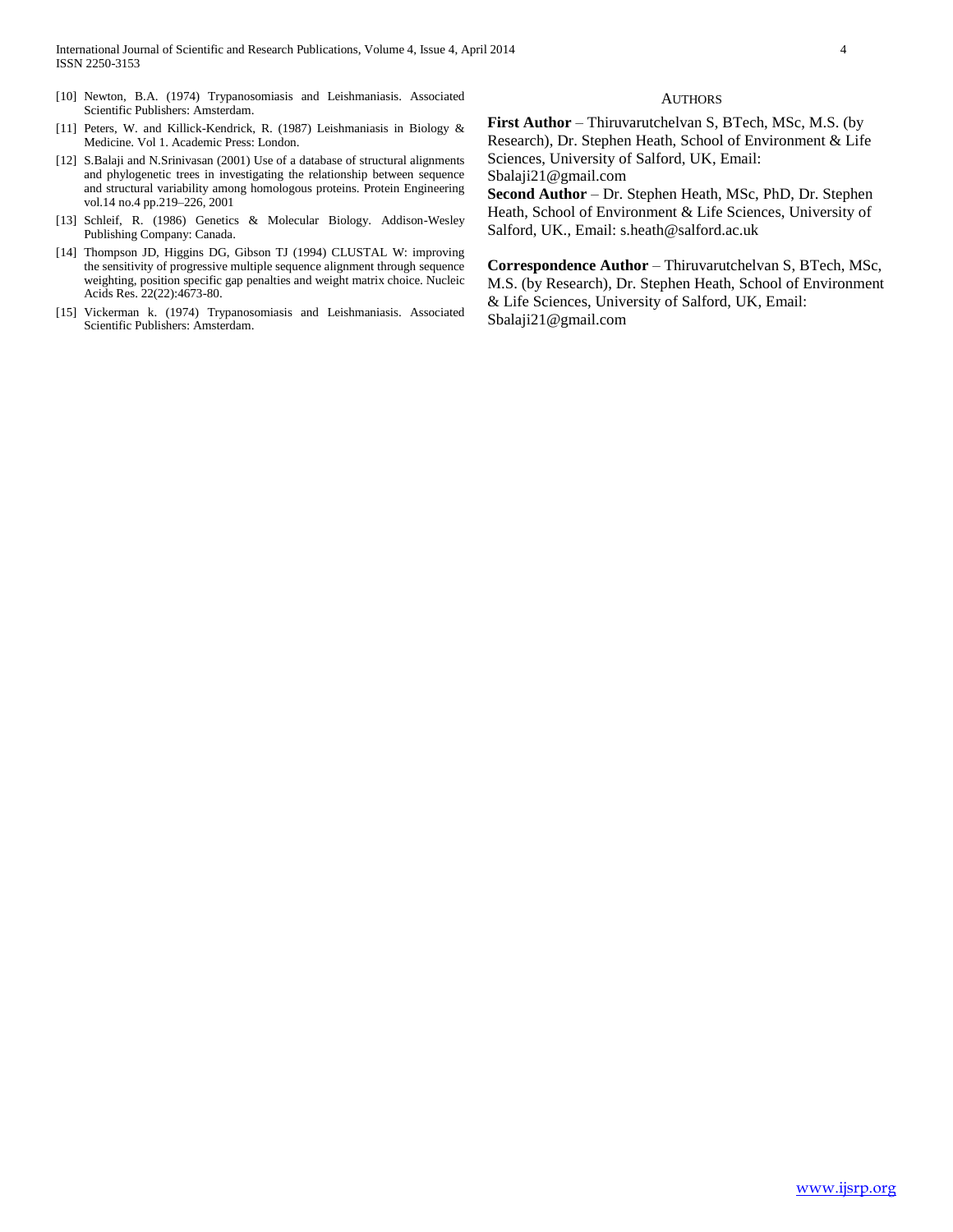[10] Newton, B.A. (1974) Trypanosomiasis and Leishmaniasis. Associated Scientific Publishers: Amsterdam.

[11] Peters, W. and Killick-Kendrick, R. (1987) Leishmaniasis in Biology & Medicine. Vol 1. Academic Press: London.

[12] S.Balaji and N.Srinivasan (2001) Use of a database of structural alignments and phylogenetic trees in investigating the relationship between sequence and structural variability among homologous proteins. Protein Engineering vol.14 no.4 pp.219–226, 2001

[13] Schleif, R. (1986) Genetics & Molecular Biology. Addison-Wesley Publishing Company: Canada.

[14] Thompson JD, Higgins DG, Gibson TJ (1994) CLUSTAL W: improving the sensitivity of progressive multiple sequence alignment through sequence weighting, position specific gap penalties and weight matrix choice. Nucleic Acids Res. 22(22):4673-80.

[15] Vickerman k. (1974) Trypanosomiasis and Leishmaniasis. Associated Scientific Publishers: Amsterdam.

## AUTHORS

**First Author** – Thiruvarutchelvan S, BTech, MSc, M.S. (by Research), Dr. Stephen Heath, School of Environment & Life Sciences, University of Salford, UK, Email: Sbalaji21@gmail.com

**Second Author** – Dr. Stephen Heath, MSc, PhD, Dr. Stephen Heath, School of Environment & Life Sciences, University of Salford, UK., Email: s.heath@salford.ac.uk

**Correspondence Author** – Thiruvarutchelvan S, BTech, MSc, M.S. (by Research), Dr. Stephen Heath, School of Environment & Life Sciences, University of Salford, UK, Email: Sbalaji21@gmail.com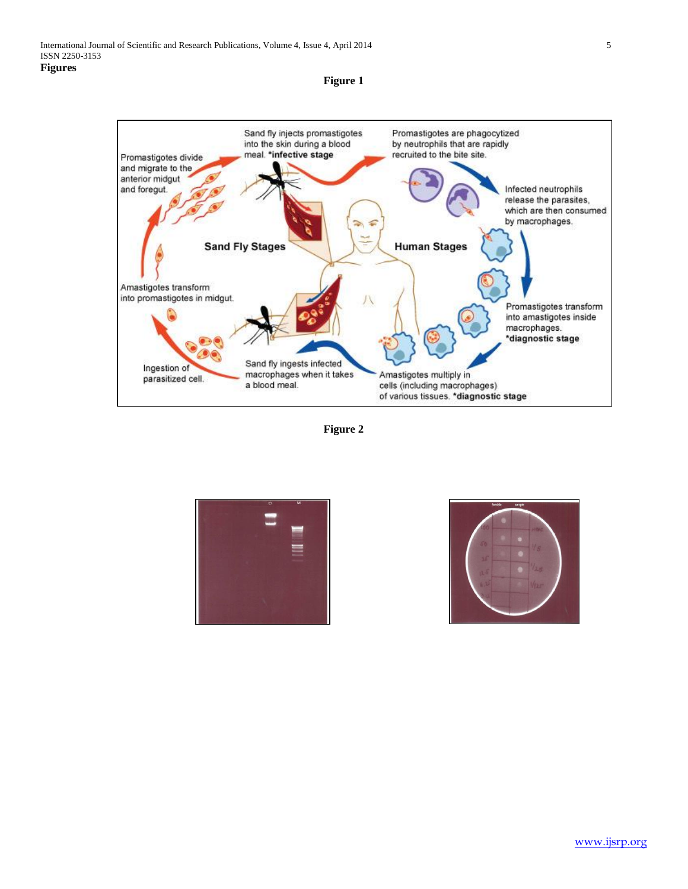**Figures**

**Figure 1**

**Figure 2**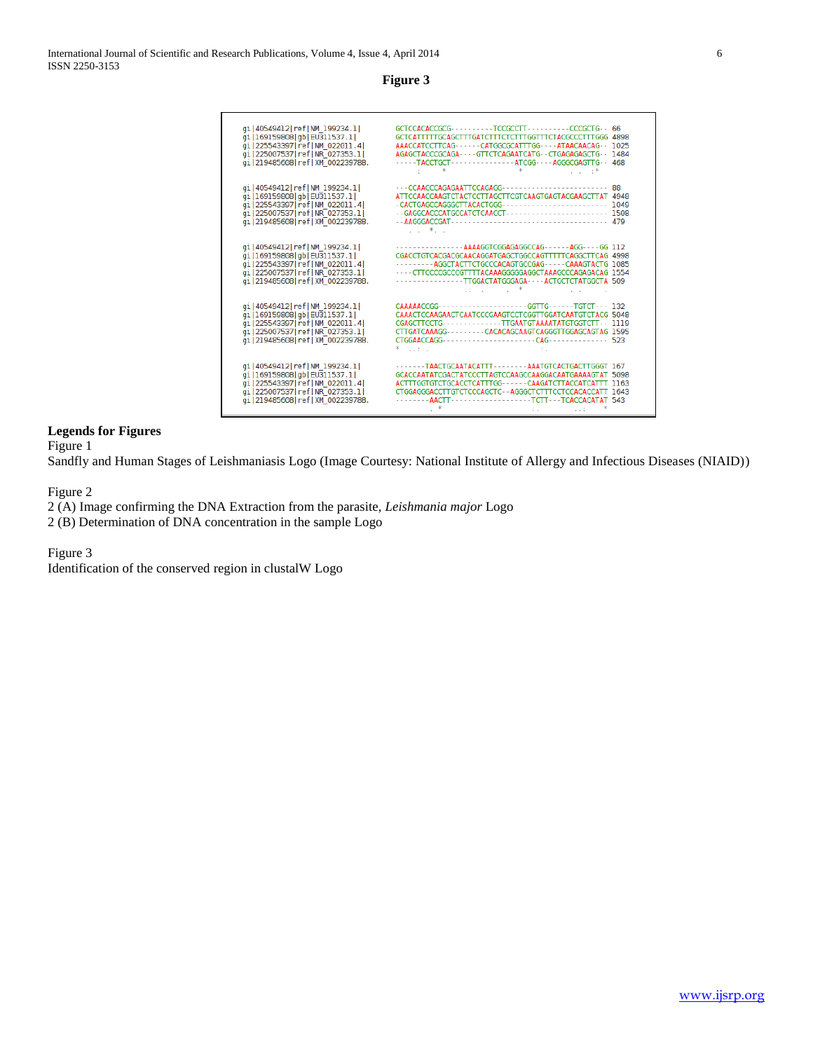**Figure 3**

```
gi|40549412|ref|NM_199234.1|      GCTCCACACCGCG----------TCCGCCTT----------CCCGCTG--  66
gi|169159808|gb|EU311537.1|       GCTCATTTTTGCAGCTTTGATCTTTCTCTTTGGTTTCTACGCCCTTTGGG  4898
gi|225543397|ref|NM_022011.4|     AAACCATCCTTCAG------CATGGCGCATTTGG----ATAACAACAG--  1025
gi|225007537|ref|NR_027353.1|     AGAGCTACCCGCAGA----GTTCTCAGAATCATG--CTGAGAGAGCTG--  1484
gi|219485608|ref|XM_002239788.    -----TACCTGCT---------------ATCGG----AGGGCGAGTTG--  468

gi|40549412|ref|NM_199234.1|      ---CCAACCCAGAGAATTCCAGAGG-------------------------  88
gi|169159808|gb|EU311537.1|       ATTCCAACCAAGTCTACTCCTTAGCTTCGTCAAGTGAGTACGAAGCTTAT  4948
gi|225543397|ref|NM_022011.4|     -CACTGAGCCAGGGCTTACACTGGG-------------------------  1049
gi|225007537|ref|NR_027353.1|     --GAGGCACCCATGCCATCTCAACCT------------------------  1508
gi|219485608|ref|XM_002239788.    --AAGGGACCGAT-------------------------------------  479

gi|40549412|ref|NM_199234.1|      ----------------AAAAGGTCGGAGAGGCCAG------AGG----GG  112
gi|169159808|gb|EU311537.1|       CGACCTGTCACGACGCAACAGGATGAGCTGGCCAGTTTTTCAGGCTTCAG  4998
gi|225543397|ref|NM_022011.4|     ---------AGGCTACTTCTGCCCACAGTGCCGAG-----CAAAGTACTG  1085
gi|225007537|ref|NR_027353.1|     ----CTTCCCCGCCCGTTTTACAAAGGGGGAGGCTAAAGCCCAGAGACAG  1554
gi|219485608|ref|XM_002239788.    ----------------TTGGACTATGGGAGA----ACTGCTCTATGGCTA  509

gi|40549412|ref|NM_199234.1|      CAAAAACCGG--------------------GGTTG------TGTCT----  132
gi|169159808|gb|EU311537.1|       CAAACTCCAAGAACTCAATCCCGAAGTCCTCGGTTGGATCAATGTCTACG  5048
gi|225543397|ref|NM_022011.4|     CGAGCTTCCTG--------------TTGAATGTAAAATATGTGGTCTT--  1119
gi|225007537|ref|NR_027353.1|     CTTGATCAAAGG---------CACACAGCAAGTCAGGGTTGGAGCAGTAG  1595
gi|219485608|ref|XM_002239788.    CTGGAACCAGG----------------------CAG--------------  523

gi|40549412|ref|NM_199234.1|      -------TAACTGCAATACATTT--------AAATGTCACTGACTTGGGT  167
gi|169159808|gb|EU311537.1|       GCACCAATATCGACTATCCCTTAGTCCAAGCCAAGGACAATGAAAAGTAT  5098
gi|225543397|ref|NM_022011.4|     ACTTTGGTGTCTGCACCTCATTTGG------CAAGATCTTACCATCATTT  1163
gi|225007537|ref|NR_027353.1|     CTGGAGGGACCTTGTCTCCCAGCTC--AGGGCTCTTTCCTCCACACCATT  1643
gi|219485608|ref|XM_002239788.    --------AACTT------------------TCTT---TCACCACATAT  543
```

## Legends for Figures

Figure 1

Sandfly and Human Stages of Leishmaniasis Logo (Image Courtesy: National Institute of Allergy and Infectious Diseases (NIAID))

Figure 2

2 (A) Image confirming the DNA Extraction from the parasite, *Leishmania major* Logo

2 (B) Determination of DNA concentration in the sample Logo

Figure 3

Identification of the conserved region in clustalW Logo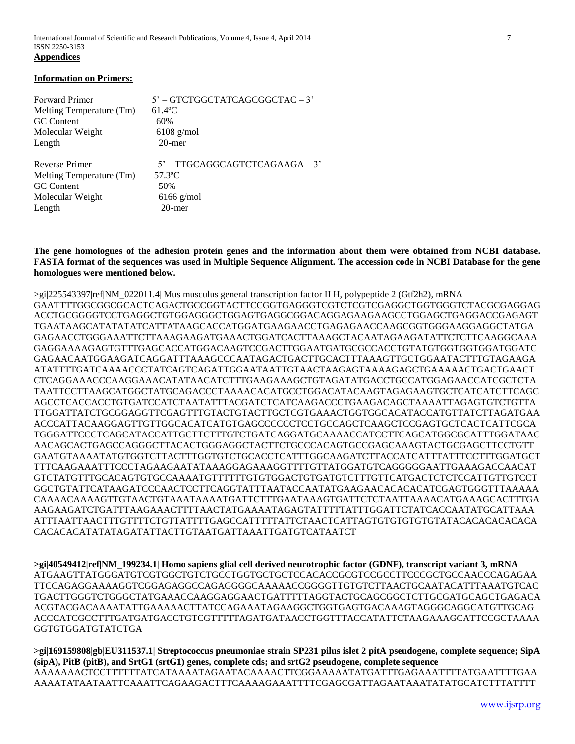## Appendices

**Information on Primers:**

| | |
|---|---|
| Forward Primer | 5' – GTCTGGCTATCAGCGGCTAC – 3' |
| Melting Temperature (Tm) | 61.4ºC |
| GC Content | 60% |
| Molecular Weight | 6108 g/mol |
| Length | 20-mer |
| | |
| Reverse Primer | 5' – TTGCAGGCAGTCTCAGAAGA – 3' |
| Melting Temperature (Tm) | 57.3ºC |
| GC Content | 50% |
| Molecular Weight | 6166 g/mol |
| Length | 20-mer |

**The gene homologues of the adhesion protein genes and the information about them were obtained from NCBI database. FASTA format of the sequences was used in Multiple Sequence Alignment. The accession code in NCBI Database for the gene homologues were mentioned below.**

>gi|225543397|ref|NM_022011.4| Mus musculus general transcription factor II H, polypeptide 2 (Gtf2h2), mRNA
GAATTTTGGCGGCGCACTCAGACTGCCGGTACTTCCGGTGAGGGTCGTCTCGTCGAGGCTGGTGGGTCTACGCGAGGAG
ACCTGCGGGGTCCTGAGGCTGTGGAGGGCTGGAGTGAGGCGGACAGGAGAAGAAGCCTGGAGCTGAGGACCGAGAGT
TGAATAAGCATATATATCATTATAAGCACCATGGATGAAGAACCTGAGAGAACCAAGCGGTGGGAAGGAGGCTATGA
GAGAACCTGGGAAATTCTTAAAGAAGATGAAACTGGATCACTTAAAGCTACAATAGAAGATATTCTCTTCAAGGCAAA
GAGGAAAAGAGTGTTTGAGCACCATGGACAAGTCCGACTTGGAATGATGCGCCACCTGTATGTGGTGGTGGATGGATC
GAGAACAATGGAAGATCAGGATTTAAAGCCCAATAGACTGACTTGCACTTTAAAGTTGCTGGAATACTTTGTAGAAGA
ATATTTTGATCAAAACCCTATCAGTCAGATTGGAATAATTGTAACTAAGAGTAAAAGAGCTGAAAAACTGACTGAACT
CTCAGGAAACCCAAGGAAACATATAACATCTTTGAAGAAAGCTGTAGATATGACCTGCCATGGAGAACCATCGCTCTA
TAATTCCTTAAGCATGGCTATGCAGACCCTAAAACACATGCCTGGACATACAAGTAGAGAAGTGCTCATCATCTTCAGC
AGCCTCACCACCTGTGATCCATCTAATATTTACGATCTCATCAAGACCCTGAAGACAGCTAAAATTAGAGTGTCTGTTA
TTGGATTATCTGCGGAGGTTCGAGTTTGTACTGTACTTGCTCGTGAAACTGGTGGCACATACCATGTTATCTTAGATGAA
ACCCATTACAAGGAGTTGTTGGCACATCATGTGAGCCCCCCTCCTGCCAGCTCAAGCTCCGAGTGCTCACTCATTCGCA
TGGGATTCCCTCAGCATACCATTGCTTCTTTGTCTGATCAGGATGCAAAACCATCCTTCAGCATGGCGCATTTGGATAAC
AACAGCACTGAGCCAGGGCTTACACTGGGAGGCTACTTCTGCCCACAGTGCCGAGCAAAGTACTGCGAGCTTCCTGTT
GAATGTAAAATATGTGGTCTTACTTTGGTGTCTGCACCTCATTTGGCAAGATCTTACCATCATTTATTTCCTTTGGATGCT
TTTCAAGAAATTTCCCTAGAAGAATATAAAGGAGAAAGGTTTTGTTATGGATGTCAGGGGGAATTGAAAGACCAACAT
GTCTATGTTTGCACAGTGTGCCAAAATGTTTTTTGTGTGGACTGTGATGTCTTTGTTCATGACTCTCTCCATTGTTGTCCT
GGCTGTATTCATAAGATCCCAACTCCTTCAGGTATTTAATACCAATATGAAGAACACACACATCGAGTGGGTTTAAAAA
CAAAACAAAAGTTGTAACTGTAAATAAAATGATTCTTTGAATAAAGTGATTCTCTAATTAAAACATGAAAGCACTTTGA
AAGAAGATCTGATTTAAGAAACTTTTAACTATGAAAATAGAGTATTTTTATTTGGATTCTATCACCAATATGCATTAAA
ATTTAATTAACTTTGTTTTCTGTTATTTTGAGCCATTTTTATTCTAACTCATTAGTGTGTGTGTGTATACACACACACACA
CACACACATATATAGATATTACTTGTAATGATTAAATTGATGTCATAATCT

**>gi|40549412|ref|NM_199234.1| Homo sapiens glial cell derived neurotrophic factor (GDNF), transcript variant 3, mRNA**
ATGAAGTTATGGGATGTCGTGGCTGTCTGCCTGGTGCTGCTCCACACCGCGTCCGCCTTCCCGCTGCCAACCCAGAGAA
TTCCAGAGGAAAAGGTCGGAGAGGCCAGAGGGGCAAAAACCGGGGTTGTGTCTTAACTGCAATACATTTAAATGTCAC
TGACTTGGGTCTGGGCTATGAAACCAAGGAGGAACTGATTTTTAGGTACTGCAGCGGCTCTTGCGATGCAGCTGAGACA
ACGTACGACAAAATATTGAAAAACTTATCCAGAAATAGAAGGCTGGTGAGTGACAAAGTAGGGCAGGCATGTTGCAG
ACCCATCGCCTTTGATGATGACCTGTCGTTTTTAGATGATAACCTGGTTTACCATATTCTAAGAAAGCATTCCGCTAAAA
GGTGTGGATGTATCTGA

**>gi|169159808|gb|EU311537.1| Streptococcus pneumoniae strain SP231 pilus islet 2 pitA pseudogene, complete sequence; SipA (sipA), PitB (pitB), and SrtG1 (srtG1) genes, complete cds; and srtG2 pseudogene, complete sequence**
AAAAAAACTCCTTTTTTATCATAAAATAGAATACAAAACTTCGGAAAAATATGATTTGAGAAATTTTATGAATTTTGAA
AAAATATAATAATTCAAATTCAGAAGACTTTCAAAAGAAATTTTCGAGCGATTAGAATAAATATATGCATCTTTATTTT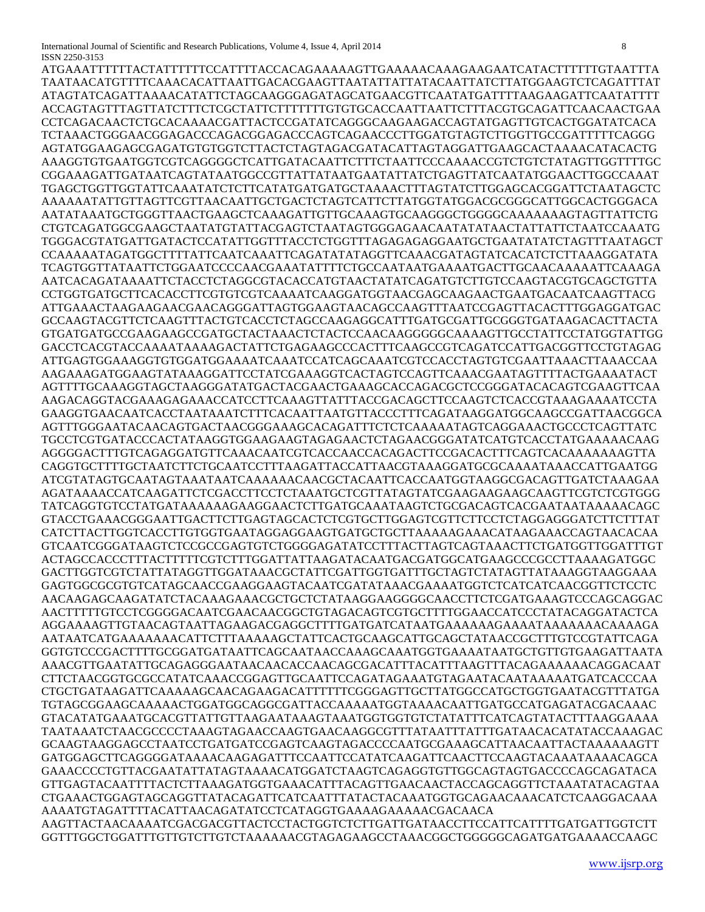ATGAAATTTTTTACTATTTTTTCCATTTTACCACAGAAAAAGTTGAAAAACAAAGAAGAATCATACTTTTTTGTAATTTA
TAATAACATGTTTTCAAACACATTAATTGACACGAAGTTAATATTATTATACAATTATCTTATGGAAGTCTCAGATTTAT
ATAGTATCAGATTAAAACATATTCTAGCAAGGGAGATAGCATGAACGTTCAATATGATTTTAAGAAGATTCAATATTTT
ACCAGTAGTTTAGTTATCTTTCTCGCTATTCTTTTTTTGTGTGCACCAATTAATTCTTTACGTGCAGATTCAACAACTGAA
CCTCAGACAACTCTGCACAAAACGATTACTCCGATATCAGGGCAAGAAGACCAGTATGAGTTGTCACTGGATATCACA
TCTAAACTGGGAACGGAGACCCAGACGGAGACCCAGTCAGAACCCTTGGATGTAGTCTTGGTTGCCGATTTTTCAGGG
AGTATGGAAGAGCGAGATGTGTGGTCTTACTCTAGTAGACGATACATTAGTAGGATTGAAGCACTAAAACATACACTG
AAAGGTGTGAATGGTCGTCAGGGGCTCATTGATACAATTCTTTCTAATTCCCAAAACCGTCTGTCTATAGTTGGTTTTGC
CGGAAAGATTGATAATCAGTATAATGGCCGTTATTATAATGAATATTATCTGAGTTATCAATATGGAACTTGGCCAAAT
TGAGCTGGTTGGTATTCAAATATCTCTTCATATGATGATGCTAAAACTTTAGTATCTTGGAGCACGGATTCTAATAGCTC
AAAAAATATTGTTAGTTCGTTAACAATTGCTGACTCTAGTCATTCTTATGGTATGGACGCGGGCATTGGCACTGGGACA
AATATAAATGCTGGGTTAACTGAAGCTCAAAGATTGTTGCAAAGTGCAAGGGCTGGGGCAAAAAAAGTAGTTATTCTG
CTGTCAGATGGCGAAGCTAATATGTATTACGAGTCTAATAGTGGGAGAACAATATATAACTATTATTCTAATCCAAATG
TGGGACGTATGATTGATACTCCTATTGGTTTACCTCTGGTTTAGAGAGAGGAATGCTGAATATATCTAGTTTAATAGCT
CCAAAAATAGATGGCTTTTATTCAATCAAATTCAGATATATAGGTTCAAACGATAGTATCACATCTCTTAAAGGATATA
TCAGTGGTTATAATTCTGGAATCCCCAACGAAATATTTTCTGCCAATAATGAAAATGACTTGCAACAAAAATTCAAAGA
AATCACAGATAAAATTCTACCTCTAGGCGTACACCATGTAACTATATCAGATGTCTTGTCCAAGTACGTGCAGCTGTTA
CCTGGTGATGCTTCACACCTTCGTGTCGTCAAAATCAAGGATGGTAACGAGCAAGAACTGAATGACAATCAAGTTACG
ATTGAAACTAAGAAGAACGAACAGGGATTAGTGGAAGTAACAGCCAAGTTTAATCCGAGTTACACTTTGGAGGATGAC
GCCAAGTACGTTCTCAAGTTTACTGTCACCTCTAGCCAAGAGGCATTTGATGCGATTGCGGGTGATAAGACACTTACTA
GTGATGATGCCGAAGAAGCCGATGCTACTAAACTCTACTCCAACAAGGGGGCAAAAGTTGCCTATTCCTATGGTATTGG
GACCTCACGTACCAAAATAAAAGACTATTCTGAGAAGCCCACTTTCAAGCCGTCAGATCCATTGACGGTTCCTGTAGAG
ATTGAGTGGAAAGGTGTGGATGGAAAATCAAATCCATCAGCAAATCGTCCACCTAGTGTCGAATTAAACTTAAACCAA
AAGAAAGATGGAAGTATAAAGGATTCCTATCGAAAGGTCACTAGTCCAGTTCAAACGAATAGTTTTACTGAAAATACT
AGTTTTGCAAAGGTAGCTAAGGGATATGACTACGAACTGAAAGCACCAGACGCTCCGGGATACACAGTCGAAGTTCAA
AAGACAGGTACGAAAGAGAAACCATCCTTCAAAGTTATTTACCGACAGCTTCCAAGTCTCACCGTAAAGAAAATCCTA
GAAGGTGAACAATCACCTAATAAATCTTTCACAATTAATGTTACCCTTTCAGATAAGGATGGCAAGCCGATTAACGGCA
AGTTTGGGAATACAACAGTGACTAACGGGAAAGCACAGATTTCTCTCAAAAATAGTCAGGAAACTGCCCTCAGTTATC
TGCCTCGTGATACCCACTATAAGGTGGAAGAAGTAGAGAACTCTAGAACGGGATATCATGTCACCTATGAAAAACAAG
AGGGGACTTTGTCAGAGGATGTTCAAACAATCGTCACCAACCACAGACTTCCGACACTTTCAGTCACAAAAAAAGTTA
CAGGTGCTTTTGCTAATCTTCTGCAATCCTTTAAGATTACCATTAACGTAAAGGATGCGCAAAATAAACCATTGAATGG
ATCGTATAGTGCAATAGTAAATAATCAAAAAACAACGCTACAATTCACCAATGGTAAGGCGACAGTTGATCTAAAGAA
AGATAAAACCATCAAGATTCTCGACCTTCCTCTAAATGCTCGTTATAGTATCGAAGAAGAAGCAAGTTCGTCTCGTGGG
TATCAGGTGTCCTATGATAAAAAAGAAGGAACTCTTGATGCAAATAAGTCTGCGACAGTCACGAATAATAAAAACAGC
GTACCTGAAACGGGAATTGACTTCTTGAGTAGCACTCTCGTGCTTGGAGTCGTTCTTCCTCTAGGAGGGATCTTCTTTAT
CATCTTACTTGGTCACCTTGTGGTGAATAGGAGGAAGTGATGCTGCTTAAAAAGAAACATAAGAAACCAGTAACACAA
GTCAATCGGGATAAGTCTCCGCCGAGTGTCTGGGGAGATATCCTTTACTTAGTCAGTAAACTTCTGATGGTTGGATTTGT
ACTAGCCACCCTTTACTTTTTCGTCTTTGGATTATTAAGATACAATGACGATGGCATGAAGCCCGCCTTAAAAGATGGC
GACTTGGTCGTCTATTATAGGTTGGATAAACGCTATTCGATTGGTGATTTGCTAGTCTATAGTTATAAAGGTAAGGAAA
GAGTGGCGCGTGTCATAGCAACCGAAGGAAGTACAATCGATATAAACGAAAATGGTCTCATCATCAACGGTTCTCCTC
AACAAGAGCAAGATATCTACAAAGAAACGCTGCTCTATAAGGAAGGGGCAACCTTCTCGATGAAAGTCCCAGCAGGAC
AACTTTTTGTCCTCGGGGACAATCGAACAACGGCTGTAGACAGTCGTCGCTTTTGGAACCATCCCTATACAGGATACTCA
AGGAAAAGTTGTAACAGTAATTAGAAGACGAGGCTTTTGATGATCATAATGAAAAAAGAAAATAAAAAAACAAAAGA
AATAATCATGAAAAAAACATTCTTTAAAAAGCTATTCACTGCAAGCATTGCAGCTATAACCGCTTTGTCCGTATTCAGA
GGTGTCCCGACTTTTGCGGATGATAATTCAGCAATAACCAAAGCAAATGGTGAAAATAATGCTGTTGTGAAGATTAATA
AAACGTTGAATATTGCAGAGGGAATAACAACACCAACAGCGACATTTACATTTAAGTTTACAGAAAAAACAGGACAAT
CTTCTAACGGTGCGCCATATCAAACCGGAGTTGCAATTCCAGATAGAAATGTAGAATACAATAAAAATGATCACCCAA
CTGCTGATAAGATTCAAAAAGCAACAGAAGACATTTTTTCGGGAGTTGCTTATGGCCATGCTGGTGAATACGTTTATGA
TGTAGCGGAAGCAAAAACTGGATGGCAGGCGATTACCAAAAATGGTAAAACAATTGATGCCATGAGATACGACAAAC
GTACATATGAAATGCACGTTATTGTTAAGAATAAAGTAAATGGTGGTGTCTATATTTCATCAGTATACTTTAAGGAAAA
TAATAAATCTAACGCCCCTAAAGTAGAACCAAGTGAACAAGGCGTTTATAATTTATTTGATAACACATATACCAAAGAC
GCAAGTAAGGAGCCTAATCCTGATGATCCGAGTCAAGTAGACCCCAATGCGAAAGCATTAACAATTACTAAAAAAGTT
GATGGAGCTTCAGGGGATAAAACAAGAGATTTCCAATTCCATATCAAGATTCAACTTCCAAGTACAAATAAAACAGCA
GAAACCCCTGTTACGAATATTATAGTAAAACATGGATCTAAGTCAGAGGTTGTTGGCAGTAGTGACCCCAGCAGATACA
GTTGAGTACAATTTTACTCTTAAAGATGGTGAAACATTTACAGTTGAACAACTACCAGCAGGTTCTAAATATACAGTAA
CTGAAACTGGAGTAGCAGGTTATACAGATTCATCAATTTATACTACAAATGGTGCAGAACAAACATCTCAAGGACAAA
AAAATGTAGATTTTACATTAACAGATATCCTCATAGGTGAAAAGAAAAACGACAACA
AAGTTACTAACAAAATCGACGACGTTACTCCTACTGGTCTCTTGATTGATAACCTTCCATTCATTTTGATGATTGGTCTT
GGTTTGGCTGGATTTGTTGTCTTGTCTAAAAAACGTAGAGAAGCCTAAACGGCTGGGGGCAGATGATGAAAACCAAGC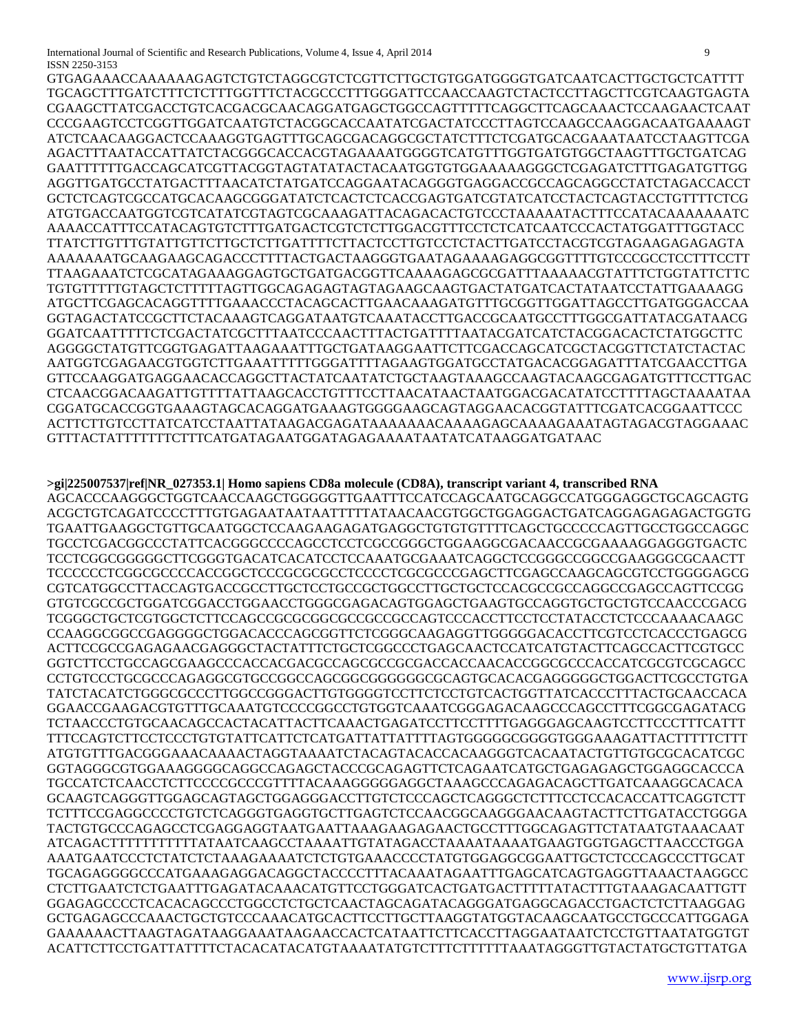GTGAGAAACCAAAAAAGAGTCTGTCTAGGCGTCTCGTTCTTGCTGTGGATGGGGTGATCAATCACTTGCTGCTCATTTT
TGCAGCTTTGATCTTTCTCTTTGGTTTCTACGCCCTTTGGGATTCCAACCAAGTCTACTCCTTAGCTTCGTCAAGTGAGTA
CGAAGCTTATCGACCTGTCACGACGCAACAGGATGAGCTGGCCAGTTTTTCAGGCTTCAGCAAACTCCAAGAACTCAAT
CCCGAAGTCCTCGGTTGGATCAATGTCTACGGCACCAATATCGACTATCCCTTAGTCCAAGCCAAGGACAATGAAAAGT
ATCTCAACAAGGACTCCAAAGGTGAGTTTGCAGCGACAGGCGCTATCTTTCTCGATGCACGAAATAATCCTAAGTTCGA
AGACTTTAATACCATTATCTACGGGCACCACGTAGAAAATGGGGTCATGTTTGGTGATGTGGCTAAGTTTGCTGATCAG
GAATTTTTTGACCAGCATCGTTACGGTAGTATATACTACAATGGTGTGGAAAAAGGGCTCGAGATCTTTGAGATGTTGG
AGGTTGATGCCTATGACTTTAACATCTATGATCCAGGAATACAGGGTGAGGACCGCCAGCAGGCCTATCTAGACCACCT
GCTCTCAGTCGCCATGCACAAGCGGGATATCTCACTCTCACCGAGTGATCGTATCATCCTACTCAGTACCTGTTTCTCG
ATGTGACCAATGGTCGTCATATCGTAGTCGCAAAGATTACAGACACTGTCCCTAAAAATACTTTCCATACAAAAAAATC
AAAACCATTTCCATACAGTGTCTTTGATGACTCGTCTCTTGGACGTTTCCTCTCATCAATCCCACTATGGATTTGGTACC
TTATCTTGTTTGTATTGTTCTTGCTCTTGATTTTCTTACTCCTTGTCCTCTACTTGATCCTACGTCGTAGAAGAGAGAGTA
AAAAAAATGCAAGAAGCAGACCCTTTTACTGACTAAGGGTGAATAGAAAAGAGGCGGTTTTGTCCCGCCTCCTTTCCTT
TTAAGAAATCTCGCATAGAAAGGAGTGCTGATGACGGTTCAAAAGAGCGCGATTTAAAAACGTATTTCTGGTATTCTTC
TGTGTTTTTGTAGCTCTTTTTAGTTGGCAGAGAGTAGTAGAAGCAAGTGACTATGATCACTATAATCCTATTGAAAAGG
ATGCTTCGAGCACAGGTTTTGAAACCCTACAGCACTTGAACAAAGATGTTTGCGGTTGGATTAGCCTTGATGGGACCAA
GGTAGACTATCCGCTTCTACAAAGTCAGGATAATGTCAAATACCTTGACCGCAATGCCTTTGGCGATTATACGATAACG
GGATCAATTTTTCTCGACTATCGCTTTAATCCCAACTTTACTGATTTTAATACGATCATCTACGGACACTCTATGGCTTC
AGGGGCTATGTTCGGTGAGATTAAGAAATTTGCTGATAAGGAATTCTTCGACCAGCATCGCTACGGTTCTATCTACTAC
AATGGTCGAGAACGTGGTCTTGAAATTTTTGGGATTTTAGAAGTGGATGCCTATGACACGGAGATTTATCGAACCTTGA
GTTCCAAGGATGAGGAACACCAGGCTTACTATCAATATCTGCTAAGTAAAGCCAAGTACAAGCGAGATGTTTCCTTGAC
CTCAACGGACAAGATTGTTTTATTAAGCACCTGTTTCCTTAACATAACTAATGGACGACATATCCTTTTAGCTAAAATAA
CGGATGCACCGGTGAAAGTAGCACAGGATGAAAGTGGGGAAGCAGTAGGAACACGGTATTTCGATCACGGAATTCCC
ACTTCTTGTCCTTATCATCCTAATTATAAGACGAGATAAAAAAACAAAAGAGCAAAAGAAATAGTAGACGTAGGAAAC
GTTTACTATTTTTTTCTTTCATGATAGAATGGATAGAGAAAATAATATCATAAGGATGATAAC

**>gi|225007537|ref|NR_027353.1| Homo sapiens CD8a molecule (CD8A), transcript variant 4, transcribed RNA**

AGCACCCAAGGGCTGGTCAACCAAGCTGGGGGTTGAATTTCCATCCAGCAATGCAGGCCATGGGAGGCTGCAGCAGTG
ACGCTGTCAGATCCCCTTTGTGAGAATAATAATTTTTATAACAACGTGGCTGGAGGACTGATCAGGAGAGAGACTGGTG
TGAATTGAAGGCTGTTGCAATGGCTCCAAGAAGAGATGAGGCTGTGTGTTTTCAGCTGCCCCCAGTTGCCTGGCCAGGC
TGCCTCGACGGCCCTATTCACGGGCCCCAGCCTCCTCGCCGGGCTGGAAGGCGACAACCGCGAAAAGGAGGGTGACTC
TCCTCGGCGGGGGCTTCGGGTGACATCACATCCTCCAAATGCGAAATCAGGCTCCGGGCCGGCCGAAGGGCGCAACTT
TCCCCCCTCGGCGCCCCACCGGCTCCCGCGCGCCTCCCCTCGCGCCCGAGCTTCGAGCCAAGCAGCGTCCTGGGGAGCG
CGTCATGGCCTTACCAGTGACCGCCTTGCTCCTGCCGCTGGCCTTGCTGCTCCACGCCGCCAGGCCGAGCCAGTTCCGG
GTGTCGCCGCTGGATCGGACCTGGAACCTGGGCGAGACAGTGGAGCTGAAGTGCCAGGTGCTGCTGTCCAACCCGACG
TCGGGCTGCTCGTGGCTCTTCCAGCCGCGCGGCGCCGCCGCCAGTCCCACCTTCCTCCTATACCTCTCCCAAAACAAGC
CCAAGGCGGCCGAGGGGCTGGACACCCAGCGGTTCTCGGGCAAGAGGTTGGGGGACACCTTCGTCCTCACCCTGAGCG
ACTTCCGCCGAGAGAACGAGGGCTACTATTTCTGCTCGGCCCTGAGCAACTCCATCATGTACTTCAGCCACTTCGTGCC
GGTCTTCCTGCCAGCGAAGCCCACCACGACGCCAGCGCCGCGACCACCAACACCGGCGCCCACCATCGCGTCGCAGCC
CCTGTCCCTGCGCCCAGAGGCGTGCCGGCCAGCGGCGGGGGGCGCAGTGCACACGAGGGGGCTGGACTTCGCCTGTGA
TATCTACATCTGGGCGCCCTTGGCCGGGACTTGTGGGGTCCTTCTCCTGTCACTGGTTATCACCCTTTACTGCAACCACA
GGAACCGAAGACGTGTTTGCAAATGTCCCCGGCCTGTGGTCAAATCGGGAGACAAGCCCAGCCTTTCGGCGAGATACG
TCTAACCCTGTGCAACAGCCACTACATTACTTCAAACTGAGATCCTTCCTTTTGAGGGAGCAAGTCCTTCCCTTTCATTT
TTTCCAGTCTTCCTCCCTGTGTATTCATTCTCATGATTATTATTTTAGTGGGGGCGGGGTGGGAAAGATTACTTTTTCTTT
ATGTGTTTGACGGGAAACAAAACTAGGTAAAATCTACAGTACACCACAAGGGTCACAATACTGTTGTGCGCACATCGC
GGTAGGGCGTGGAAAGGGGCAGGCCAGAGCTACCCGCAGAGTTCTCAGAATCATGCTGAGAGAGCTGGAGGCACCCA
TGCCATCTCAACCTCTTCCCCGCCCGTTTTACAAAGGGGGAGGCTAAAGCCCAGAGACAGCTTGATCAAAGGCACACA
GCAAGTCAGGGTTGGAGCAGTAGCTGGAGGGACCTTGTCTCCCAGCTCAGGGCTCTTTCCTCCACACCATTCAGGTCTT
TCTTTCCGAGGCCCCTGTCTCAGGGTGAGGTGCTTGAGTCTCCAACGGCAAGGGAACAAGTACTTCTTGATACCTGGGA
TACTGTGCCCAGAGCCTCGAGGAGGTAATGAATTAAAGAAGAGAACTGCCTTTGGCAGAGTTCTATAATGTAAACAAT
ATCAGACTTTTTTTTTTTATAATCAAGCCTAAAATTGTATAGACCTAAAATAAAATGAAGTGGTGAGCTTAACCCTGGA
AAATGAATCCCTCTATCTCTAAAGAAAATCTCTGTGAAACCCCTATGTGGAGGCGGAATTGCTCTCCCAGCCCTTGCAT
TGCAGAGGGGCCCATGAAAGAGGACAGGCTACCCCTTTACAAATAGAATTTGAGCATCAGTGAGGTTAAACTAAGGCC
CTCTTGAATCTCTGAATTTGAGATACAAACATGTTCCTGGGATCACTGATGACTTTTTATACTTTGTAAAGACAATTGTT
GGAGAGCCCCTCACACAGCCCTGGCCTCTGCTCAACTAGCAGATACAGGGATGAGGCAGACCTGACTCTCTTAAGGAG
GCTGAGAGCCCAAACTGCTGTCCCAAACATGCACTTCCTTGCTTAAGGTATGGTACAAGCAATGCCTGCCCATTGGAGA
GAAAAAACTTAAGTAGATAAGGAAATAAGAACCACTCATAATTCTTCACCTTAGGAATAATCTCCTGTTAATATGGTGT
ACATTCTTCCTGATTATTTTCTACACATACATGTAAAATATGTCTTTCTTTTTTAAATAGGGTTGTACTATGCTGTTATGA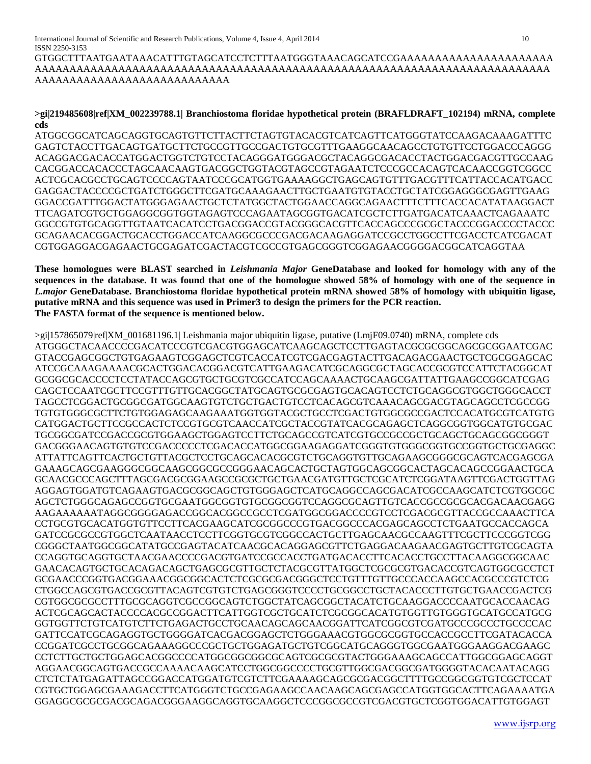GTGGCTTTAATGAATAAACATTTGTAGCATCCTCTTTAATGGGTAAACAGCATCCGAAAAAAAAAAAAAAAAAAAAAAA
AAAAAAAAAAAAAAAAAAAAAAAAAAAAAAAAAAAAAAAAAAAAAAAAAAAAAAAAAAAAAAAAAAAAAAAAAAAA
AAAAAAAAAAAAAAAAAAAAAAAAAAAA

**>gi|219485608|ref|XM_002239788.1| Branchiostoma floridae hypothetical protein (BRAFLDRAFT_102194) mRNA, complete cds**

ATGGCGGCATCAGCAGGTGCAGTGTTCTTACTTCTAGTGTACACGTCATCAGTTCATGGGTATCCAAGACAAAGATTTC
GAGTCTACCTTGACAGTGATGCTTCTGCCGTTGCCGACTGTGCGTTTGAAGGCAACAGCCTGTGTTCCTGGACCCAGGG
ACAGGACGACACCATGGACTGGTCTGTCCTACAGGGATGGGACGCTACAGGCGACACCTACTGGACGACGTTGCCAAG
CACGGACCACACCCTAGCAACAAGTGACGGCTGGTACGTAGCCGTAGAATCTCCCGCCACAGTCACAACCGGTCGGCC
ACTCGCACGCCTGCAGTCCCCAGTAATCCCGCATGGTGAAAAGGCTGAGCAGTGTTTGACGTTTCATTACCACATGACC
GAGGACTACCCCGCTGATCTGGGCTTCGATGCAAAGAACTTGCTGAATGTGTACCTGCTATCGGAGGGCGAGTTGAAG
GGACCGATTTGGACTATGGGAGAACTGCTCTATGGCTACTGGAACCAGGCAGAACTTTCTTTCACCACATATAAGGACT
TTCAGATCGTGCTGGAGGCGGTGGTAGAGTCCCAGAATAGCGGTGACATCGCTCTTGATGACATCAAACTCAGAAATC
GGCCGTGTGCAGGTTGTAATCACATCCTGACGGACCGTACGGGCACGTTCACCAGCCCGCGCTACCCGGACCCCTACCC
GCAGAACACGGACTGCACCTGGACCATCAAGGCGCCCGACGACAAGAGGATCCGCCTGGCCTTCGACCTCATCGACAT
CGTGGAGGACGAGAACTGCGAGATCGACTACGTCGCCGTGAGCGGGTCGGAGAACGGGGACGGCATCAGGTAA

**These homologues were BLAST searched in *Leishmania Major* GeneDatabase and looked for homology with any of the sequences in the database. It was found that one of the homologue showed 58% of homology with one of the sequence in *L.major* GeneDatabase. Branchiostoma floridae hypothetical protein mRNA showed 58% of homology with ubiquitin ligase, putative mRNA and this sequence was used in Primer3 to design the primers for the PCR reaction. The FASTA format of the sequence is mentioned below.**

>gi|157865079|ref|XM_001681196.1| Leishmania major ubiquitin ligase, putative (LmjF09.0740) mRNA, complete cds
ATGGGCTACAACCCCGACATCCCGTCGACGTGGAGCATCAAGCAGCTCCTTGAGTACGCGCGGCAGCGCGGAATCGAC
GTACCGAGCGGCTGTGAGAAGTCGGAGCTCGTCACCATCGTCGACGAGTACTTGACAGACGAACTGCTCGCGGAGCAC
ATCCGCAAAGAAAACGCACTGGACACGGACGTCATTGAAGACATCGCAGGCGCTAGCACCGCGTCCATTCTACGGCAT
GCGGCGCACCCCTCCTATACCAGCGTGCTGCGTCGCCATCCAGCAAAACTGCAAGCGATTATTGAAGCCGGCATCGAG
CAGCTCCAATCGCTTCCGTTTGTTGCACGGCTATGCAGTGCGCGAGTGCACAGTCCTCTGCAGGCGTGGCTGGGCACCT
TAGCCTCGGACTGCGGCGATGGCAAGTGTCTGCTGACTGTCCTCACAGCGTCAAACAGCGACGTAGCAGCCTCGCCGG
TGTGTGGGCGCTTCTGTGGAGAGCAAGAAATGGTGGTACGCTGCCTCGACTGTGGCGCCGACTCCACATGCGTCATGTG
CATGGACTGCTTCCGCCACTCTCCGTGCGTCAACCATCGCTACCGTATCACGCAGAGCTCAGGCGGTGGCATGTGCGAC
TGCGGCGATCCGACCGCGTGGAAGCTGGAGTCCTTCTGCAGCCGTCATCGTGCCGCCGCTGCAGCTGCAGCGGCGGGT
GACGGGAACAGTGTGTCCGACCCCCTCGACACCATGGCGGAAGAGGATCGGGTGTGGGCGGTGCCGGTGCTGCGAGGC
ATTATTCAGTTCACTGCTGTTACGCTCCTGCAGCACACGCGTCTGCAGGTGTTGCAGAAGCGGGCGCAGTCACGAGCGA
GAAAGCAGCGAAGGGCGGCAAGCGGCGCCGGGAACAGCACTGCTAGTGGCAGCGGCACTAGCACAGCCGGAACTGCA
GCAACGCCCAGCTTTAGCGACGCGGAAGCCGCGCTGCTGAACGATGTTGCTCGCATCTCGGATAAGTTCGACTGGTTAG
AGGAGTGGATGTCAGAAGTGACGCGGCAGCTGTGGGAGCTCATGCAGGCCAGCGACATCGCCAAGCATCTCGTGGCGC
AGCTCTGGGCAGAGCCGGTGCGAATGGCGGTGTGCGGCGGTCCAGGCGCAGTTGTCACCGCCGCGCACGACAACGAGG
AAGAAAAAATAGGCGGGGAGACCGGCACGGCCGCCTCGATGGCGGACCCCGTCCTCGACGCGTTACCGCCAAACTTCA
CCTGCGTGCACATGGTGTTCCTTCACGAAGCATCGCGGCCCGTGACGGCCCACGAGCAGCCTCTGAATGCCACCAGCA
GATCCGCGCCGTGGCTCAATAACCTCCTTCGGTGCGTCGGCCACTGCTTGAGCAACGCCAAGTTTCGCTTCCCGGTCGG
CGGGCTAATGGCGGCATATGCCGAGTACATCAACGCACAGGAGCGTTCTGAGGACAAGAACGAGTGCTTGTCGCAGTA
CCAGGTGCAGGTGCTAACGAACCCCGACGTGATCCGCCACCTGATGACACCTTCACACCTGCCTTACAAGGCGGCAAC
GAACACAGTGCTGCACAGACAGCTGAGCGCGTTGCTCTACGCGTTATGGCTCGCGCGTGACACCGTCAGTGGCGCCTCT
GCGAACCCGGTGACGGAAACGGCGGCACTCTCGCGCGACGGGCTCCTGTTTGTTGCCCACCAAGCCACGCCCGTCTCG
CTGGCCAGCGTGACCGCGTTACAGTCGTGTCTGAGCGGGTCCCCTGCGGCCTGCTACACCCTTGTGCTGAACCGACTCG
CGTGGCGCGCCTTTGCGCAGGTCGCCGGCAGTCTGGCTATCAGCGGCTACATCTGCAAGGACCCCAATGCACCAACAG
ACTCGCAGCACTACCCCACGCCGGACTTCATTGGTCGCTGCATCTCGCGGCACATGTGGTTGTGGGTGCATGCCATGCG
GGTGGTTCTGTCATGTCTTCTGAGACTGCCTGCAACAGCAGCAACGGATTCATCGGCGTCGATGCCCGCCCTGCCCCAC
GATTCCATCGCAGAGGTGCTGGGGATCACGACGGAGCTCTGGGAAACGTGGCGCGGTGCCACCGCCTTCGATACACCA
CCGGATCGCCTGCGGCAGAAAGGCCCGCTGCTGGAGATGCTGTCGGCATGCAGGGTGGCGAATGGGAAGGACGAAGC
CCTCTTGCTGCTGGAGCACGGCCCCATGGCGGCGGCGCAGTCGCGCGTACTGGGAAAGCAGCCATTGGCGGAGCAGGT
AGGAACGGCAGTGACCGCCAAAACAAGCATCCTGGCGGCCCCTGCGTTGGCGACGGCGATGGGGTACACAATACAGG
CTCTCTATGAGATTAGCCGGACCATGGATGTCGTCTTCGAAAAGCAGCGCGACGGCTTTTGCCGGCGGTGTCGCTCCAT
CGTGCTGGAGCGAAAGACCTTCATGGGTCTGCCGAGAAGCCAACAAGCAGCGAGCCATGGTGGCACTTCAGAAAATGA
GGAGGCGCGCGACGCAGACGGGAAGGCAGGTGCAAGGCTCCCGGCGCCGTCGACGTGCTCGGTGGACATTGTGGAGT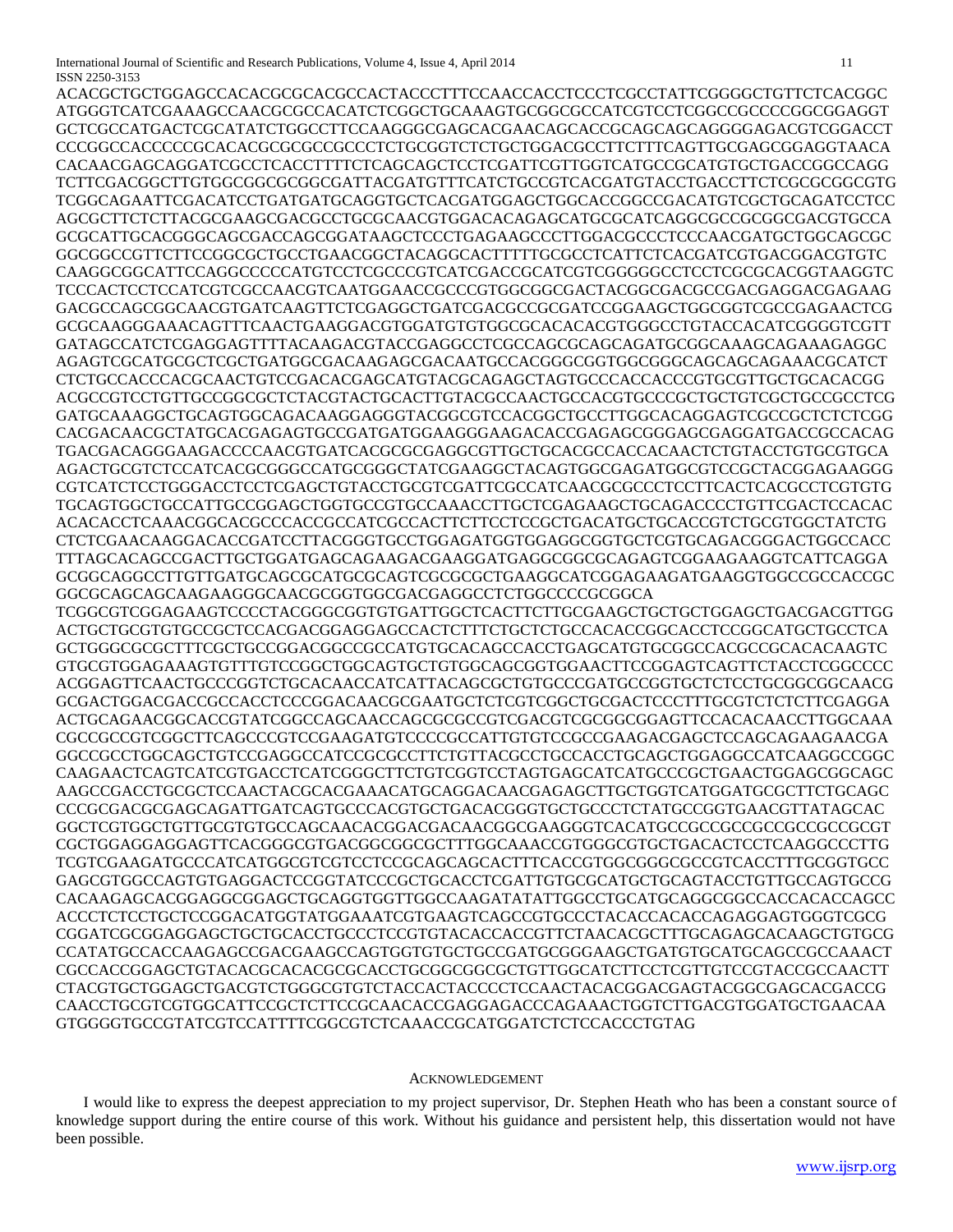ACACGCTGCTGGAGCCACACGCGCACGCCACTACCCTTTCCAACCACCTCCCTCGCCTATTCGGGGCTGTTCTCACGGC
ATGGGTCATCGAAAGCCAACGCGCCACATCTCGGCTGCAAAGTGCGGCGCCATCGTCCTCGGCCGCCCCGGCGGAGGT
GCTCGCCATGACTCGCATATCTGGCCTTCCAAGGGCGAGCACGAACAGCACCGCAGCAGCAGGGGAGACGTCGGACCT
CCCGGCCACCCCCGCACACGCGCGCCGCCCTCTGCGGTCTCTGCTGGACGCCTTCTTTCAGTTGCGAGCGGAGGTAACA
CACAACGAGCAGGATCGCCTCACCTTTTCTCAGCAGCTCCTCGATTCGTTGGTCATGCCGCATGTGCTGACCGGCCAGG
TCTTCGACGGCTTGTGGCGGCGCGGCGATTACGATGTTTCATCTGCCGTCACGATGTACCTGACCTTCTCGCGCGGCGTG
TCGGCAGAATTCGACATCCTGATGATGCAGGTGCTCACGATGGAGCTGGCACCGGCCGACATGTCGCTGCAGATCCTCC
AGCGCTTCTCTTACGCGAAGCGACGCCTGCGCAACGTGGACACAGAGCATGCGCATCAGGCGCCGCGGCGACGTGCCA
GCGCATTGCACGGGCAGCGACCAGCGGATAAGCTCCCTGAGAAGCCCTTGGACGCCCTCCCAACGATGCTGGCAGCGC
GGCGGCCGTTCTTCCGGCGCTGCCTGAACGGCTACAGGCACTTTTTGCGCCTCATTCTCACGATCGTGACGGACGTGTC
CAAGGCGGCATTCCAGGCCCCCATGTCCTCGCCCGTCATCGACCGCATCGTCGGGGGCCTCCTCGCGCACGGTAAGGTC
TCCCACTCCTCCATCGTCGCCAACGTCAATGGAACCGCCCGTGGCGGCGACTACGGCGACGCCGACGAGGACGAGAAG
GACGCCAGCGGCAACGTGATCAAGTTCTCGAGGCTGATCGACGCCGCGATCCGGAAGCTGGCGGTCGCCGAGAACTCG
GCGCAAGGGAAACAGTTTCAACTGAAGGACGTGGATGTGTGGCGCACACACGTGGGCCTGTACCACATCGGGGTCGTT
GATAGCCATCTCGAGGAGTTTTACAAGACGTACCGAGGCCTCGCCAGCGCAGCAGATGCGGCAAAGCAGAAAGAGGC
AGAGTCGCATGCGCTCGCTGATGGCGACAAGAGCGACAATGCCACGGGCGGTGGCGGGCAGCAGCAGAAACGCATCT
CTCTGCCACCCACGCAACTGTCCGACACGAGCATGTACGCAGAGCTAGTGCCCACCACCCGTGCGTTGCTGCACACGG
ACGCCGTCCTGTTGCCGGCGCTCTACGTACTGCACTTGTACGCCAACTGCCACGTGCCCGCTGCTGTCGCTGCCGCCTCG
GATGCAAAGGCTGCAGTGGCAGACAAGGAGGGTACGGCGTCCACGGCTGCCTTGGCACAGGAGTCGCCGCTCTCTCGG
CACGACAACGCTATGCACGAGAGTGCCGATGATGGAAGGGAAGACACCGAGAGCGGGAGCGAGGATGACCGCCACAG
TGACGACAGGGAAGACCCCAACGTGATCACGCGCGAGGCGTTGCTGCACGCCACCACAACTCTGTACCTGTGCGTGCA
AGACTGCGTCTCCATCACGCGGGCCATGCGGGCTATCGAAGGCTACAGTGGCGAGATGGCGTCCGCTACGGAGAAGGG
CGTCATCTCCTGGGACCTCCTCGAGCTGTACCTGCGTCGATTCGCCATCAACGCGCCCTCCTTCACTCACGCCTCGTGTG
TGCAGTGGCTGCCATTGCCGGAGCTGGTGCCGTGCCAAACCTTGCTCGAGAAGCTGCAGACCCCTGTTCGACTCCACAC
ACACACCTCAAACGGCACGCCCACCGCCATCGCCACTTCTTCCTCCGCTGACATGCTGCACCGTCTGCGTGGCTATCTG
CTCTCGAACAAGGACACCGATCCTTACGGGTGCCTGGAGATGGTGGAGGCGGTGCTCGTGCAGACGGGACTGGCCACC
TTTAGCACAGCCGACTTGCTGGATGAGCAGAAGACGAAGGATGAGGCGGCGCAGAGTCGGAAGAAGGTCATTCAGGA
GCGGCAGGCCTTGTTGATGCAGCGCATGCGCAGTCGCGCGCTGAAGGCATCGGAGAAGATGAAGGTGGCCGCCACCGC
GGCGCAGCAGCAAGAAGGGCAACGCGGTGGCGACGAGGCCTCTGGCCCCGCGGCA
TCGGCGTCGGAGAAGTCCCCTACGGGCGGTGTGATTGGCTCACTTCTTGCGAAGCTGCTGCTGGAGCTGACGACGTTGG
ACTGCTGCGTGTGCCGCTCCACGACGGAGGAGCCACTCTTTCTGCTCTGCCACACCGGCACCTCCGGCATGCTGCCTCA
GCTGGGCGCGCTTTCGCTGCCGGACGGCCGCCATGTGCACAGCCACCTGAGCATGTGCGGCCACGCCGCACACAAGTC
GTGCGTGGAGAAAGTGTTTGTCCGGCTGGCAGTGCTGTGGCAGCGGTGGAACTTCCGGAGTCAGTTCTACCTCGGCCCC
ACGGAGTTCAACTGCCCGGTCTGCACAACCATCATTACAGCGCTGTGCCCGATGCCGGTGCTCTCCTGCGGCGGCAACG
GCGACTGGACGACCGCCACCTCCCGGACAACGCGAATGCTCTCGTCGGCTGCGACTCCCTTTGCGTCTCTCTTCGAGGA
ACTGCAGAACGGCACCGTATCGGCCAGCAACCAGCGCGCCGTCGACGTCGCGGCGGAGTTCCACACAACCTTGGCAAA
CGCCGCCGTCGGCTTCAGCCCGTCCGAAGATGTCCCCGCCATTGTGTCCGCCGAAGACGAGCTCCAGCAGAAGAACGA
GGCCGCCTGGCAGCTGTCCGAGGCCATCCGCGCCTTCTGTTACGCCTGCCACCTGCAGCTGGAGGCCATCAAGGCCGGC
CAAGAACTCAGTCATCGTGACCTCATCGGGCTTCTGTCGGTCCTAGTGAGCATCATGCCCGCTGAACTGGAGCGGCAGC
AAGCCGACCTGCGCTCCAACTACGCACGAAACATGCAGGACAACGAGAGCTTGCTGGTCATGGATGCGCTTCTGCAGC
CCCGCGACGCGAGCAGATTGATCAGTGCCCACGTGCTGACACGGGTGCTGCCCTCTATGCCGGTGAACGTTATAGCAC
GGCTCGTGGCTGTTGCGTGTGCCAGCAACACGGACGACAACGGCGAAGGGTCACATGCCGCCGCCGCCGCCGCCGCGT
CGCTGGAGGAGGAGTTCACGGGCGTGACGGCGGCGCTTTGGCAAACCGTGGGCGTGCTGACACTCCTCAAGGCCCTTG
TCGTCGAAGATGCCCATCATGGCGTCGTCCTCCGCAGCAGCACTTTCACCGTGGCGGGCGCCGTCACCTTTGCGGTGCC
GAGCGTGGCCAGTGTGAGGACTCCGGTATCCCGCTGCACCTCGATTGTGCGCATGCTGCAGTACCTGTTGCCAGTGCCG
CACAAGAGCACGGAGGCGGAGCTGCAGGTGGTTGGCCAAGATATATTGGCCTGCATGCAGGCGGCCACCACACCAGCC
ACCCTCTCCTGCTCCGGACATGGTATGGAAATCGTGAAGTCAGCCGTGCCCTACACCACACCAGAGGAGTGGGTCGCG
CGGATCGCGGAGGAGCTGCTGCACCTGCCCTCCGTGTACACCACCGTTCTAACACGCTTTGCAGAGCACAAGCTGTGCG
CCATATGCCACCAAGAGCCGACGAAGCCAGTGGTGTGCTGCCGATGCGGGAAGCTGATGTGCATGCAGCCGCCAAACT
CGCCACCGGAGCTGTACACGCACACGCGCACCTGCGGCGGCGCTGTTGGCATCTTCCTCGTTGTCCGTACCGCCAACTT
CTACGTGCTGGAGCTGACGTCTGGGCGTGTCTACCACTACCCCTCCAACTACGGACGAGTACGGCGAGCACGACCG
CAACCTGCGTCGTGGCATTCCGCTCTTCCGCAACACCGAGGAGACCCAGAAACTGGTCTTGACGTGGATGCTGAACAA
GTGGGGTGCCGTATCGTCCATTTTCGGCGTCTCAAACCGCATGGATCTCTCCACCCTGTAG

## Acknowledgement

I would like to express the deepest appreciation to my project supervisor, Dr. Stephen Heath who has been a constant source of knowledge support during the entire course of this work. Without his guidance and persistent help, this dissertation would not have been possible.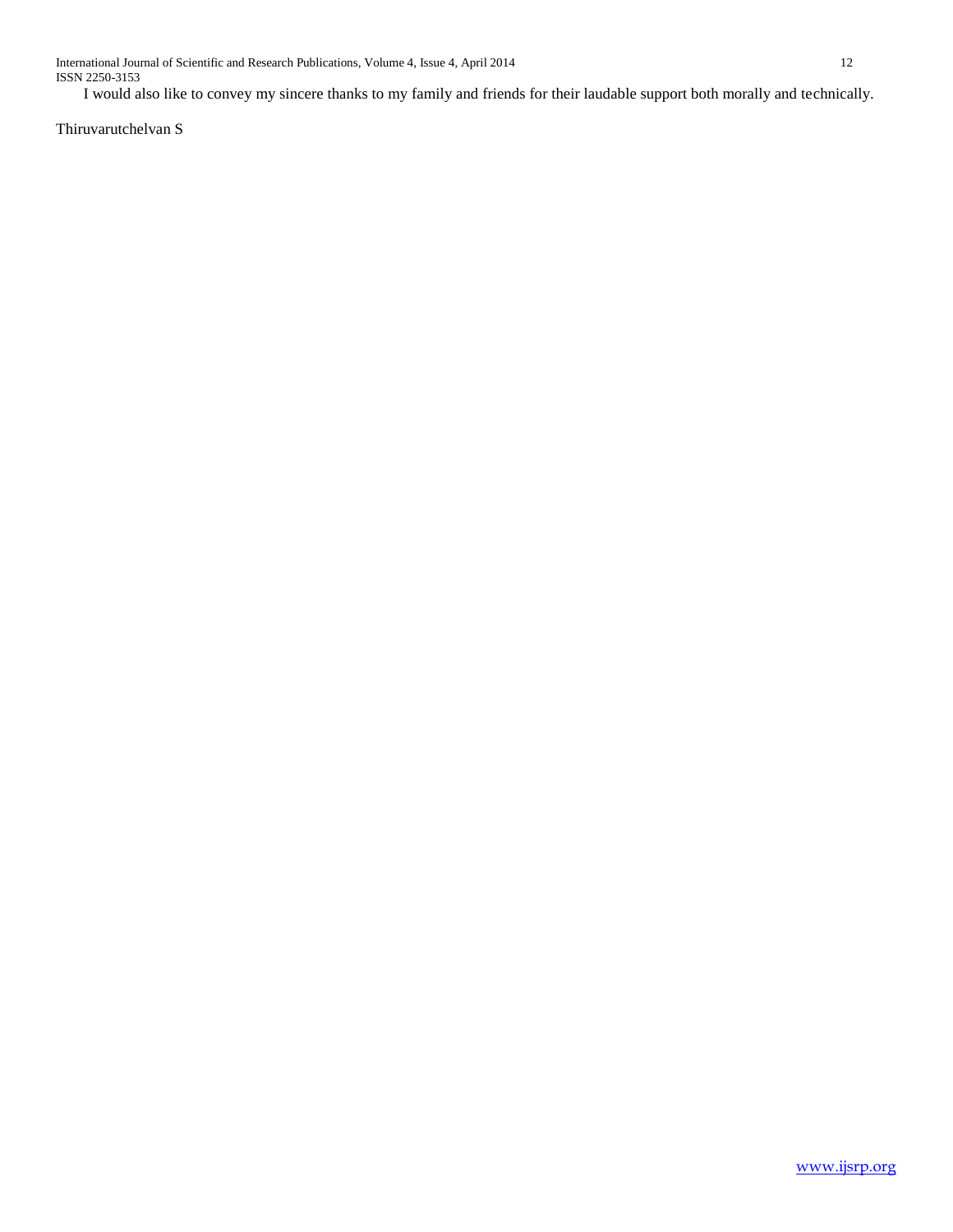I would also like to convey my sincere thanks to my family and friends for their laudable support both morally and technically.

Thiruvarutchelvan S